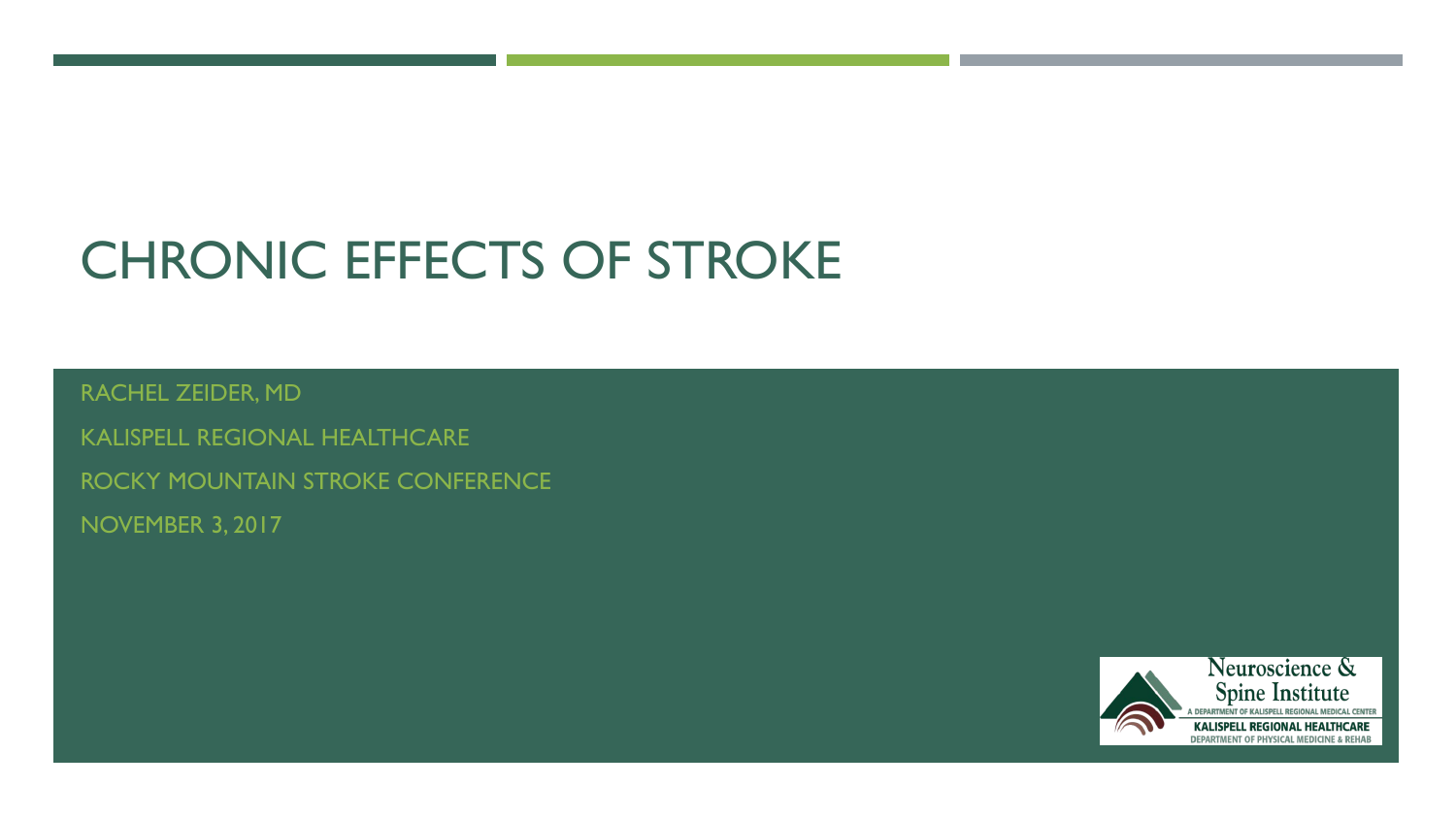# CHRONIC EFFECTS OF STROKE

RACHEL ZEIDER, MD

KALISPELL REGIONAL HEALTHCARE

ROCKY MOUNTAIN STROKE CONFERENCE

NOVEMBER 3, 2017

Neuroscience & Spine Institute
A DEPARTMENT OF KALISPELL REGIONAL MEDICAL CENTER
KALISPELL REGIONAL HEALTHCARE
DEPARTMENT OF PHYSICAL MEDICINE & REHAB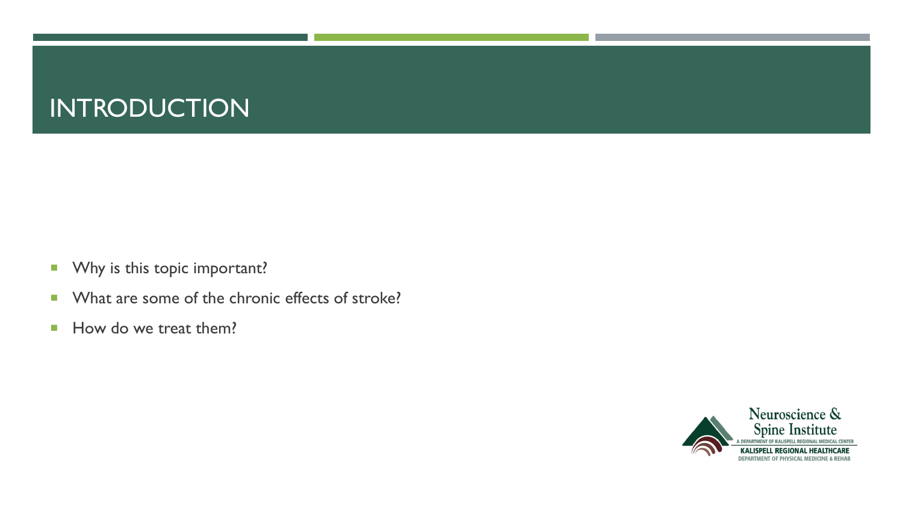# INTRODUCTION

- Why is this topic important?
- What are some of the chronic effects of stroke?
- How do we treat them?

Neuroscience & Spine Institute
A DEPARTMENT OF KALISPELL REGIONAL MEDICAL CENTER
KALISPELL REGIONAL HEALTHCARE
DEPARTMENT OF PHYSICAL MEDICINE & REHAB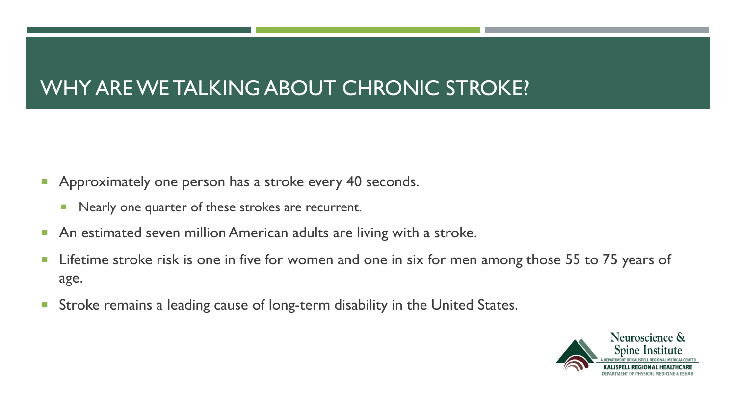# WHY ARE WE TALKING ABOUT CHRONIC STROKE?

- Approximately one person has a stroke every 40 seconds.
  - Nearly one quarter of these strokes are recurrent.
- An estimated seven million American adults are living with a stroke.
- Lifetime stroke risk is one in five for women and one in six for men among those 55 to 75 years of age.
- Stroke remains a leading cause of long-term disability in the United States.

Neuroscience & Spine Institute
A DEPARTMENT OF KALISPELL REGIONAL MEDICAL CENTER
KALISPELL REGIONAL HEALTHCARE
DEPARTMENT OF PHYSICAL MEDICINE & REHAB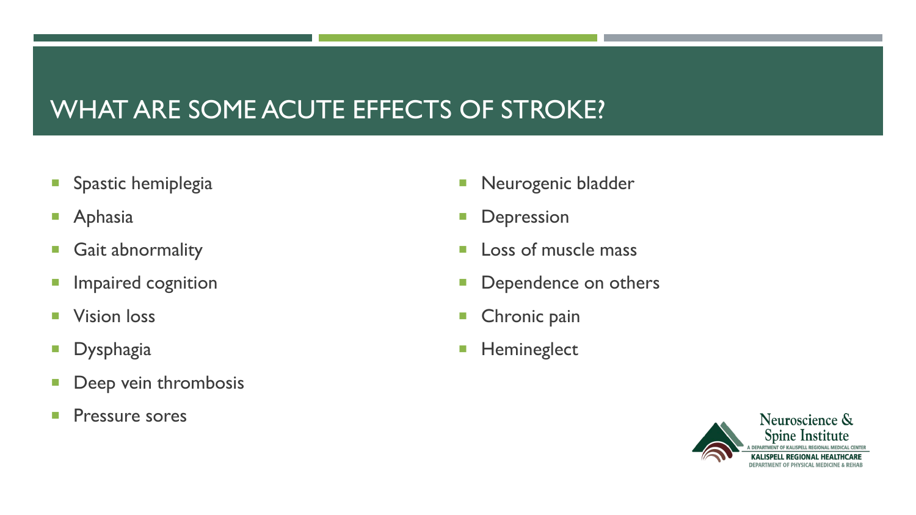# WHAT ARE SOME ACUTE EFFECTS OF STROKE?

- Spastic hemiplegia
- Aphasia
- Gait abnormality
- Impaired cognition
- Vision loss
- Dysphagia
- Deep vein thrombosis
- Pressure sores
- Neurogenic bladder
- Depression
- Loss of muscle mass
- Dependence on others
- Chronic pain
- Hemineglect

Neuroscience & Spine Institute
A DEPARTMENT OF KALISPELL REGIONAL MEDICAL CENTER
KALISPELL REGIONAL HEALTHCARE
DEPARTMENT OF PHYSICAL MEDICINE & REHAB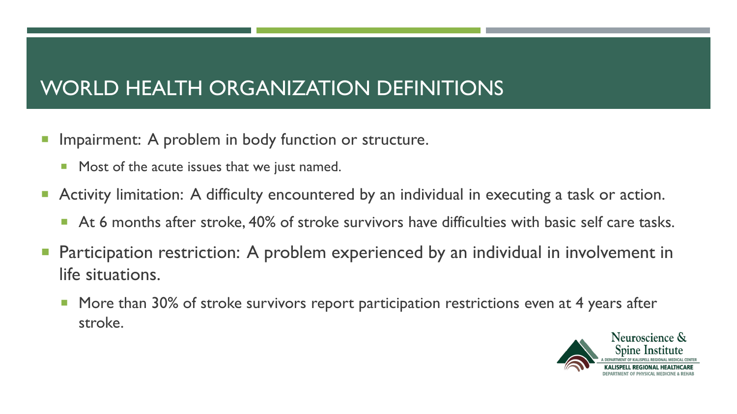# WORLD HEALTH ORGANIZATION DEFINITIONS

- Impairment: A problem in body function or structure.
  - Most of the acute issues that we just named.
- Activity limitation: A difficulty encountered by an individual in executing a task or action.
  - At 6 months after stroke, 40% of stroke survivors have difficulties with basic self care tasks.
- Participation restriction: A problem experienced by an individual in involvement in life situations.
  - More than 30% of stroke survivors report participation restrictions even at 4 years after stroke.

Neuroscience & Spine Institute
A DEPARTMENT OF KALISPELL REGIONAL MEDICAL CENTER
KALISPELL REGIONAL HEALTHCARE
DEPARTMENT OF PHYSICAL MEDICINE & REHAB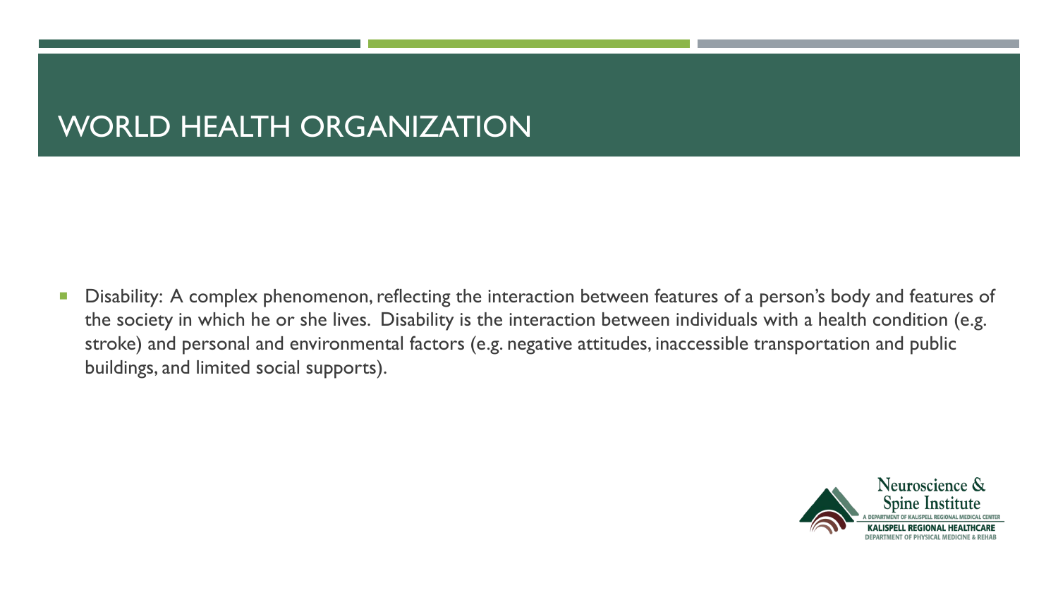# WORLD HEALTH ORGANIZATION

- Disability: A complex phenomenon, reflecting the interaction between features of a person's body and features of the society in which he or she lives. Disability is the interaction between individuals with a health condition (e.g. stroke) and personal and environmental factors (e.g. negative attitudes, inaccessible transportation and public buildings, and limited social supports).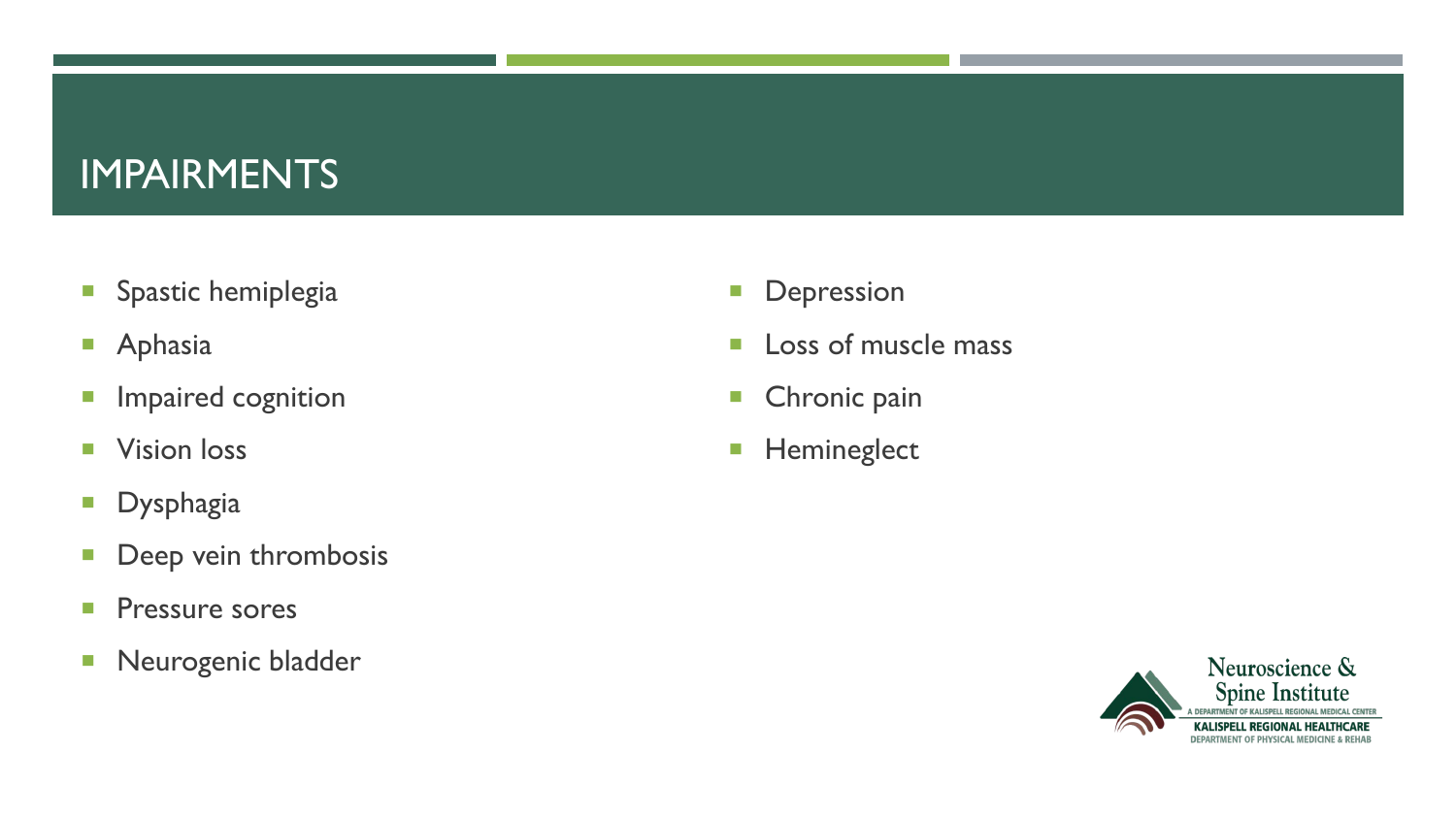# IMPAIRMENTS

- Spastic hemiplegia
- Aphasia
- Impaired cognition
- Vision loss
- Dysphagia
- Deep vein thrombosis
- Pressure sores
- Neurogenic bladder
- Depression
- Loss of muscle mass
- Chronic pain
- Hemineglect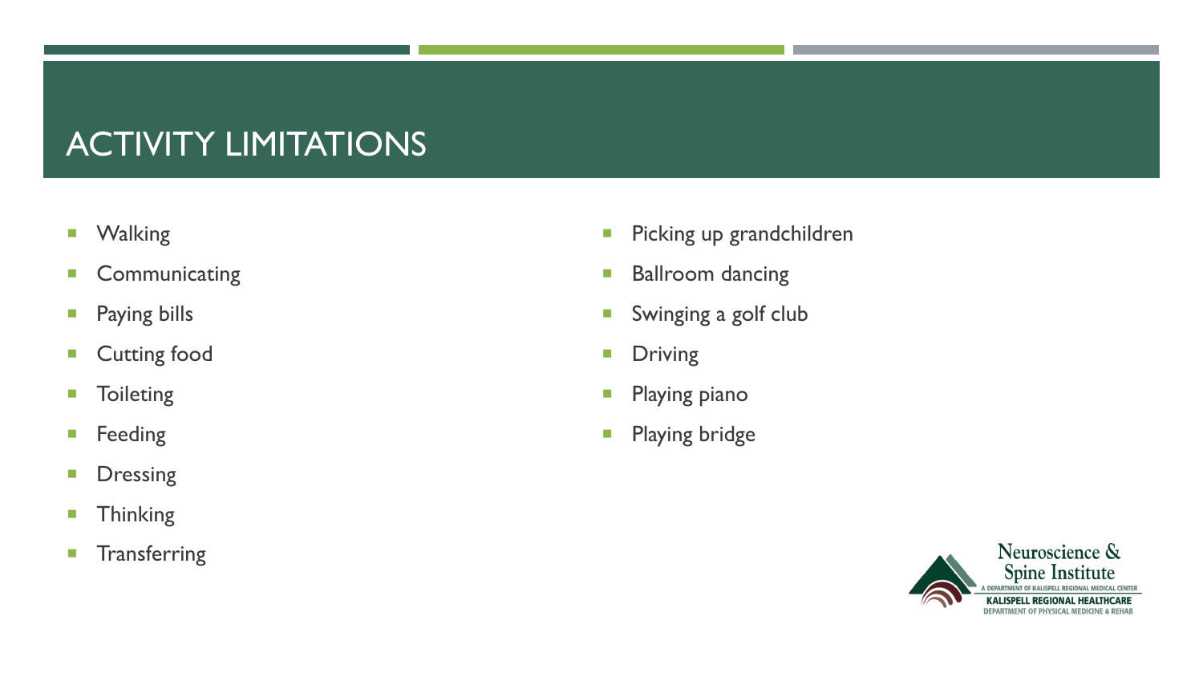# ACTIVITY LIMITATIONS

- Walking
- Communicating
- Paying bills
- Cutting food
- Toileting
- Feeding
- Dressing
- Thinking
- Transferring
- Picking up grandchildren
- Ballroom dancing
- Swinging a golf club
- Driving
- Playing piano
- Playing bridge

Neuroscience & Spine Institute
A DEPARTMENT OF KALISPELL REGIONAL MEDICAL CENTER
KALISPELL REGIONAL HEALTHCARE
DEPARTMENT OF PHYSICAL MEDICINE & REHAB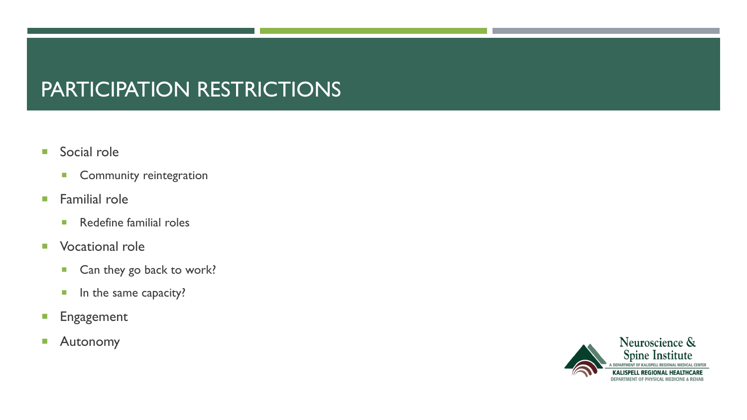# PARTICIPATION RESTRICTIONS

- Social role
  - Community reintegration
- Familial role
  - Redefine familial roles
- Vocational role
  - Can they go back to work?
  - In the same capacity?
- Engagement
- Autonomy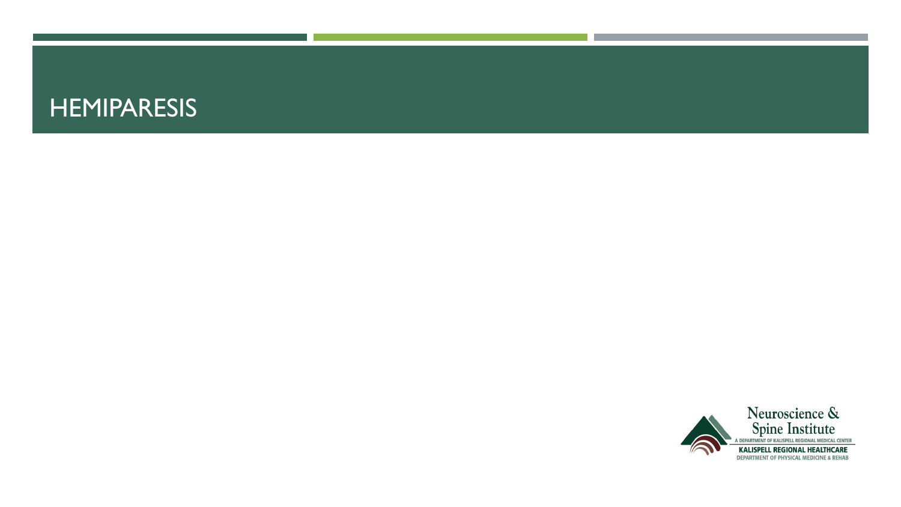# HEMIPARESIS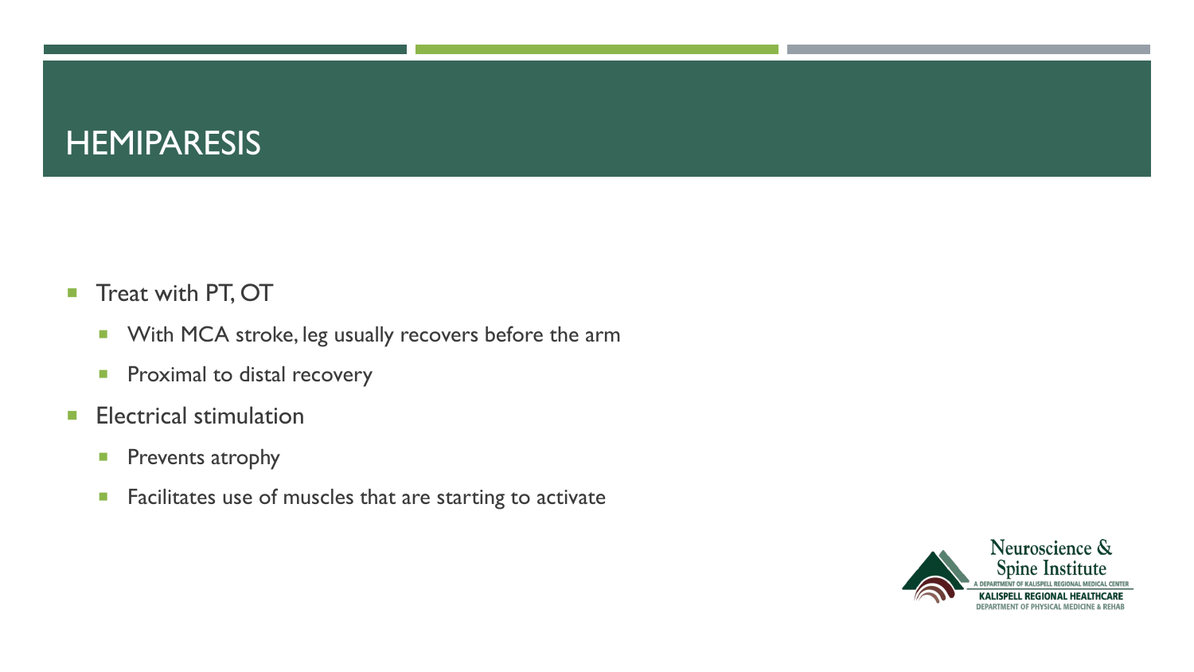# HEMIPARESIS

- Treat with PT, OT
  - With MCA stroke, leg usually recovers before the arm
  - Proximal to distal recovery
- Electrical stimulation
  - Prevents atrophy
  - Facilitates use of muscles that are starting to activate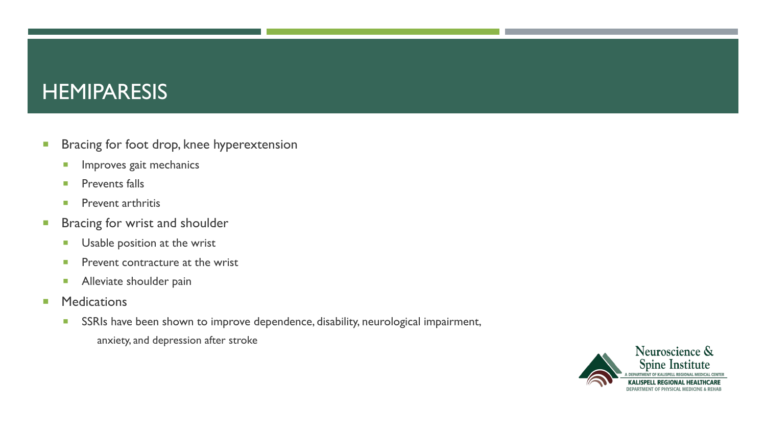# HEMIPARESIS

- Bracing for foot drop, knee hyperextension
  - Improves gait mechanics
  - Prevents falls
  - Prevent arthritis
- Bracing for wrist and shoulder
  - Usable position at the wrist
  - Prevent contracture at the wrist
  - Alleviate shoulder pain
- Medications
  - SSRIs have been shown to improve dependence, disability, neurological impairment, anxiety, and depression after stroke

Neuroscience & Spine Institute
A DEPARTMENT OF KALISPELL REGIONAL MEDICAL CENTER
KALISPELL REGIONAL HEALTHCARE
DEPARTMENT OF PHYSICAL MEDICINE & REHAB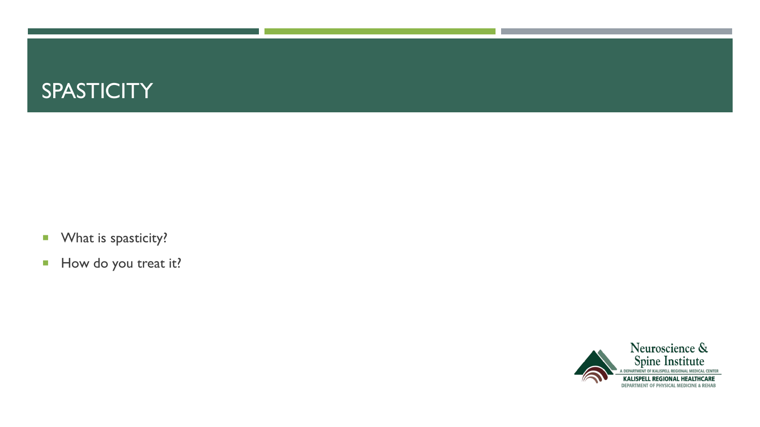# SPASTICITY

- What is spasticity?
- How do you treat it?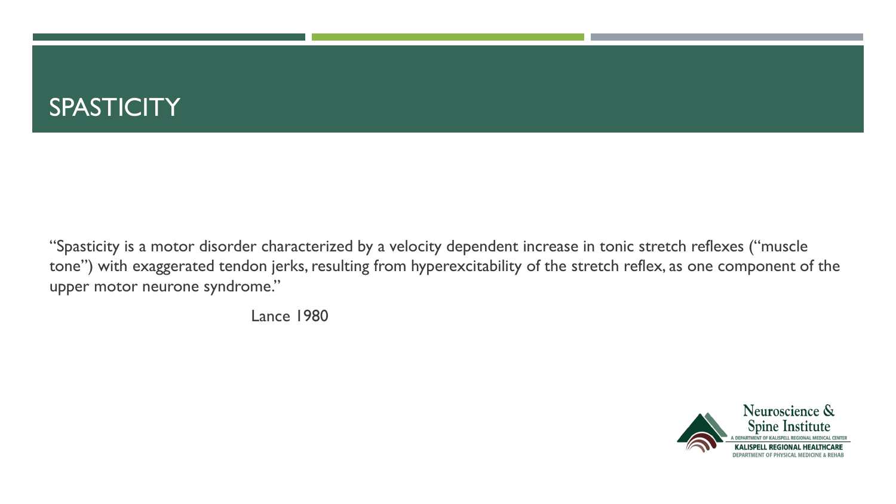# SPASTICITY

"Spasticity is a motor disorder characterized by a velocity dependent increase in tonic stretch reflexes ("muscle tone") with exaggerated tendon jerks, resulting from hyperexcitability of the stretch reflex, as one component of the upper motor neurone syndrome."

Lance 1980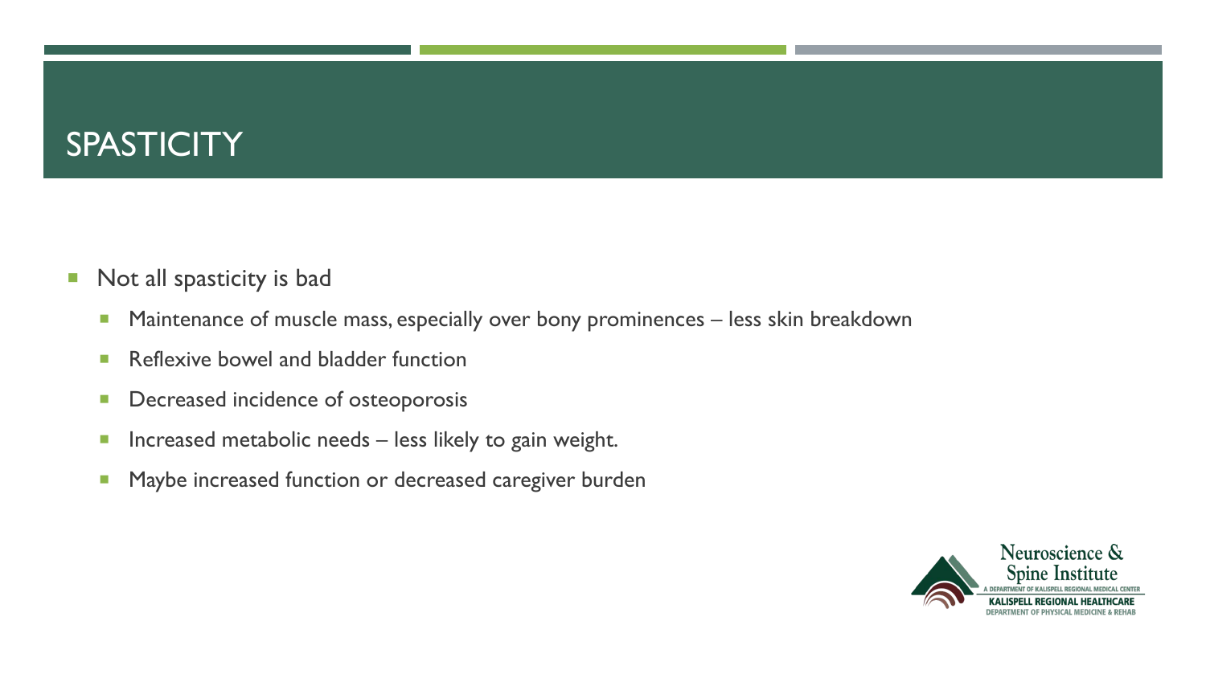# SPASTICITY

- Not all spasticity is bad
  - Maintenance of muscle mass, especially over bony prominences – less skin breakdown
  - Reflexive bowel and bladder function
  - Decreased incidence of osteoporosis
  - Increased metabolic needs – less likely to gain weight.
  - Maybe increased function or decreased caregiver burden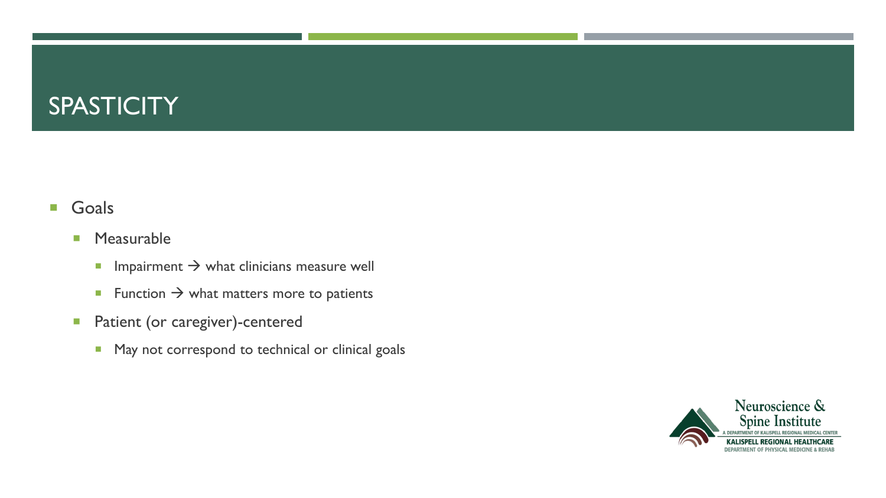# SPASTICITY

- Goals
  - Measurable
    - Impairment → what clinicians measure well
    - Function → what matters more to patients
  - Patient (or caregiver)-centered
    - May not correspond to technical or clinical goals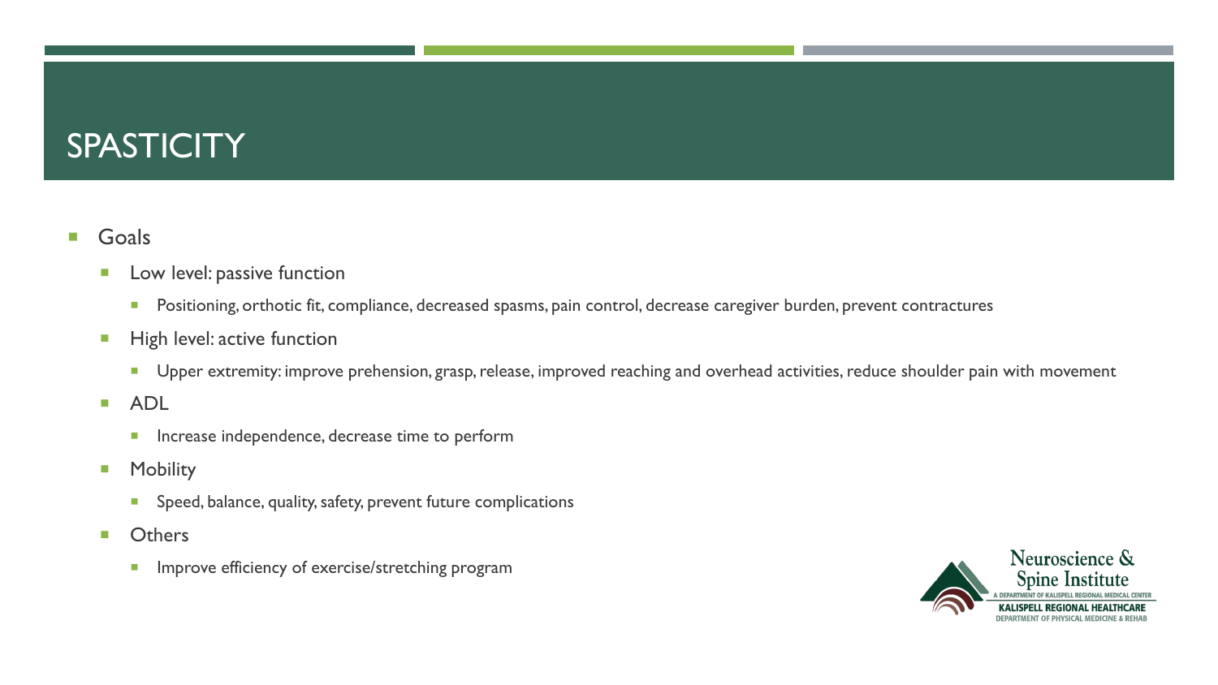# SPASTICITY

- Goals
  - Low level: passive function
    - Positioning, orthotic fit, compliance, decreased spasms, pain control, decrease caregiver burden, prevent contractures
  - High level: active function
    - Upper extremity: improve prehension, grasp, release, improved reaching and overhead activities, reduce shoulder pain with movement
  - ADL
    - Increase independence, decrease time to perform
  - Mobility
    - Speed, balance, quality, safety, prevent future complications
  - Others
    - Improve efficiency of exercise/stretching program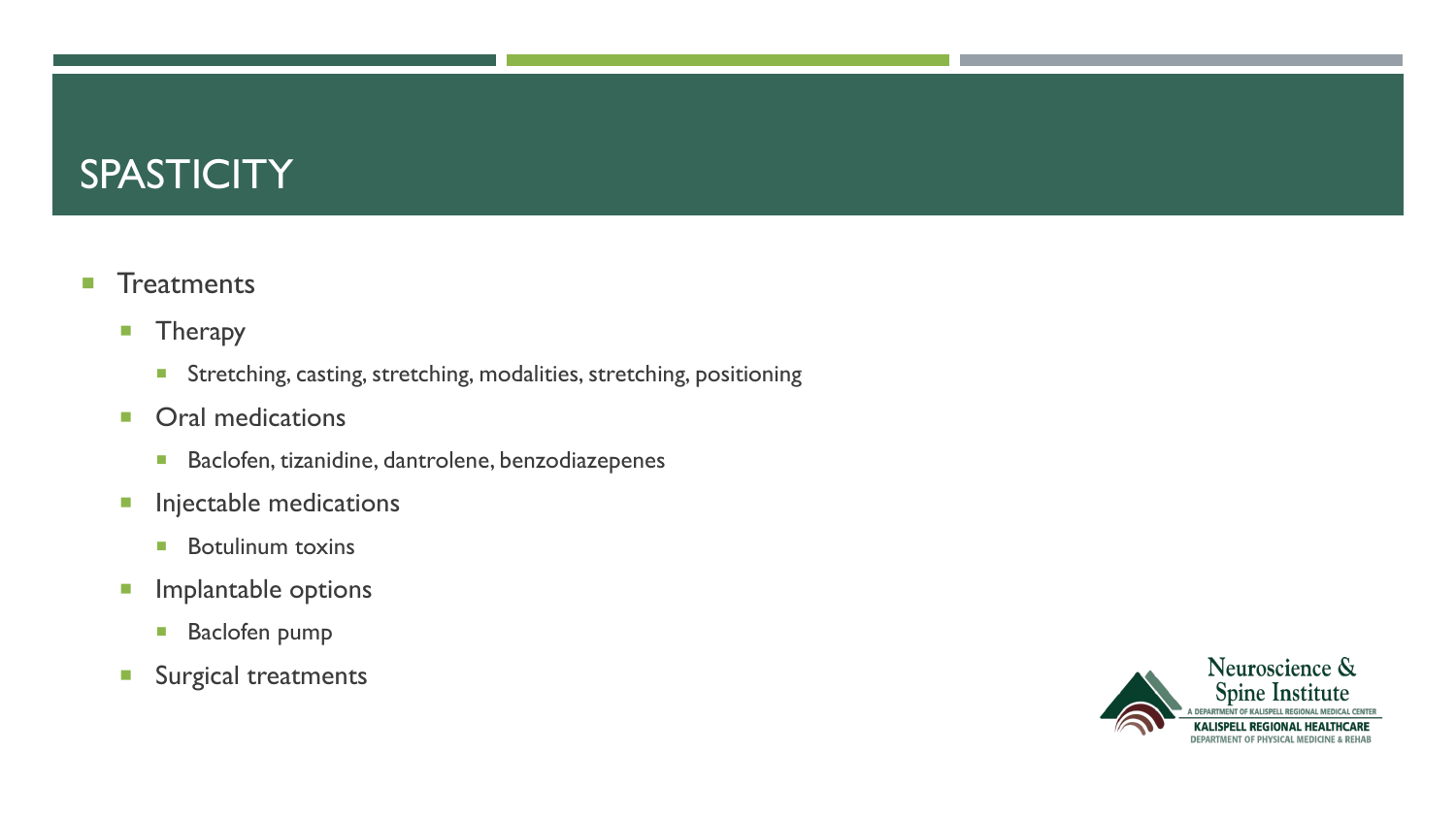# SPASTICITY

- Treatments
  - Therapy
    - Stretching, casting, stretching, modalities, stretching, positioning
  - Oral medications
    - Baclofen, tizanidine, dantrolene, benzodiazepenes
  - Injectable medications
    - Botulinum toxins
  - Implantable options
    - Baclofen pump
  - Surgical treatments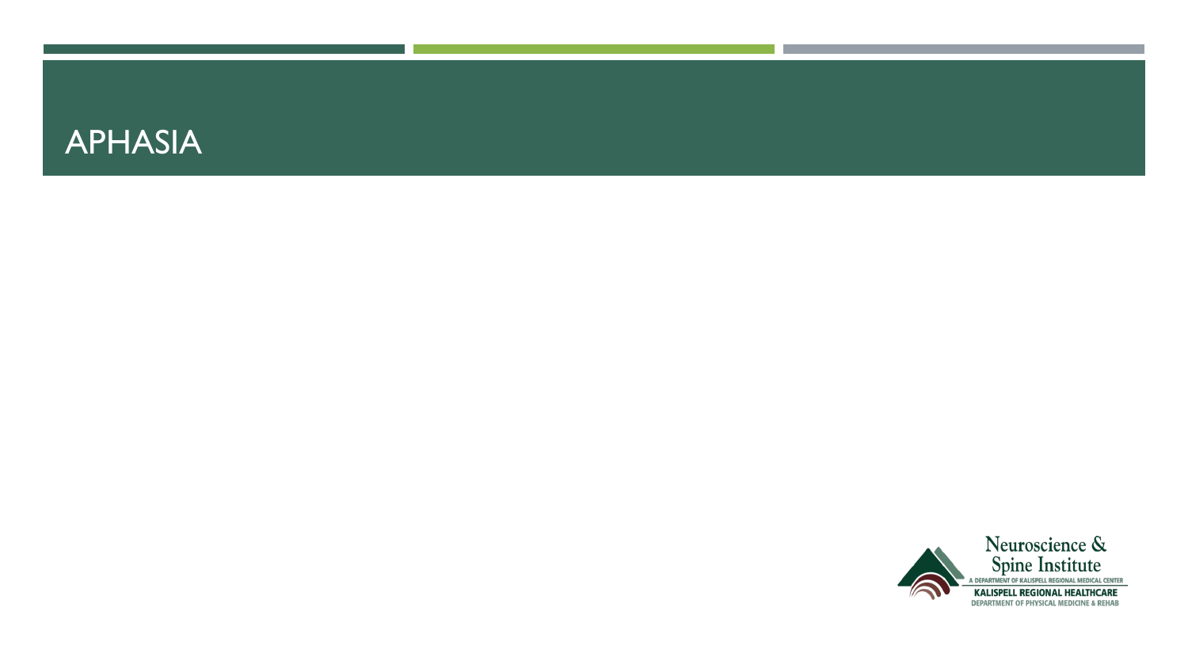# APHASIA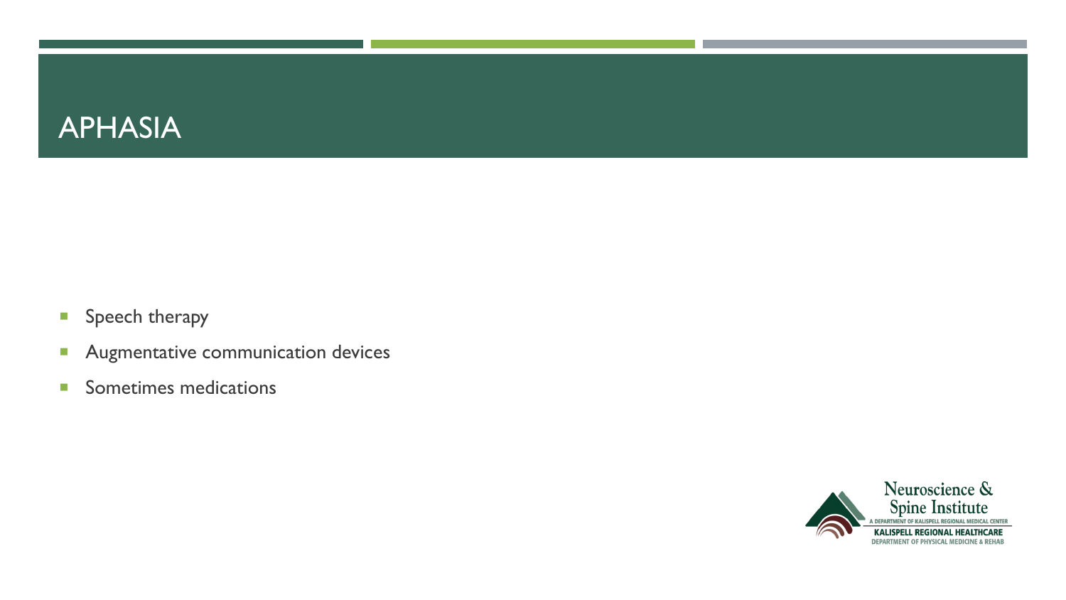# APHASIA

- Speech therapy
- Augmentative communication devices
- Sometimes medications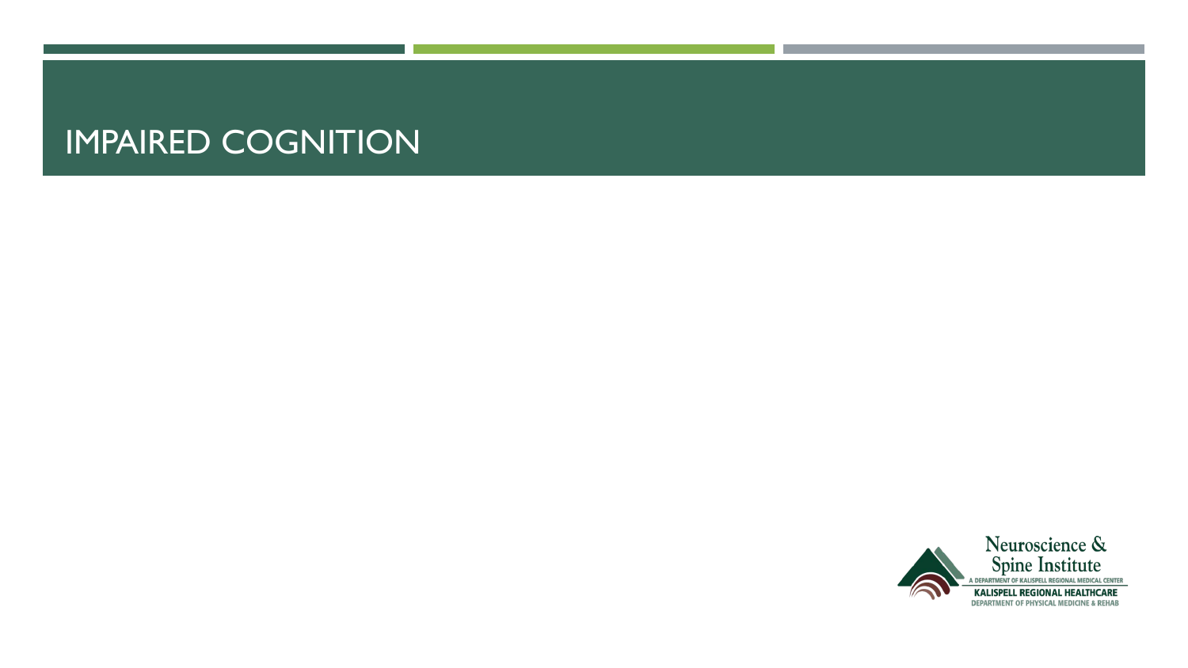# IMPAIRED COGNITION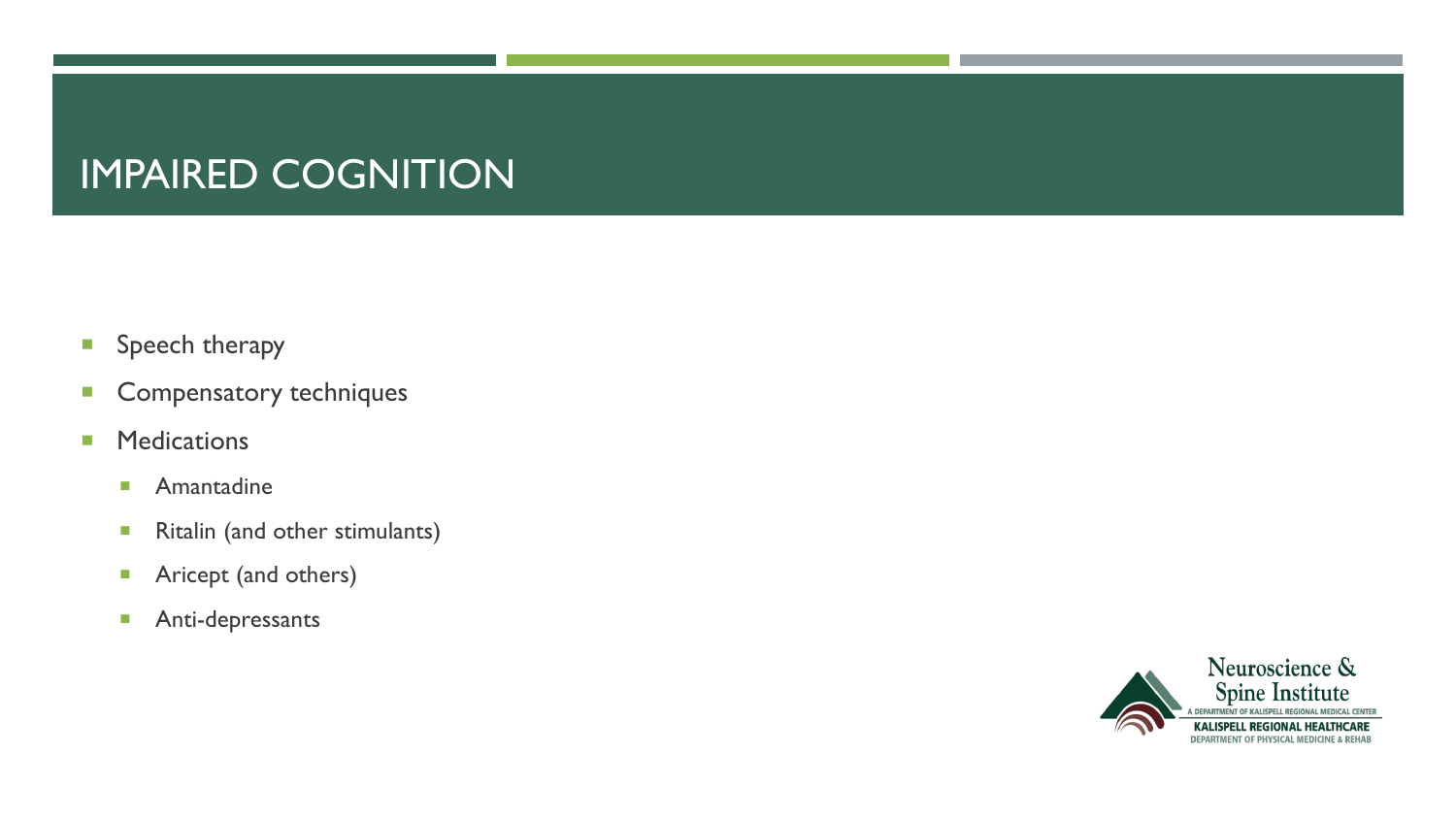# IMPAIRED COGNITION

- Speech therapy
- Compensatory techniques
- Medications
  - Amantadine
  - Ritalin (and other stimulants)
  - Aricept (and others)
  - Anti-depressants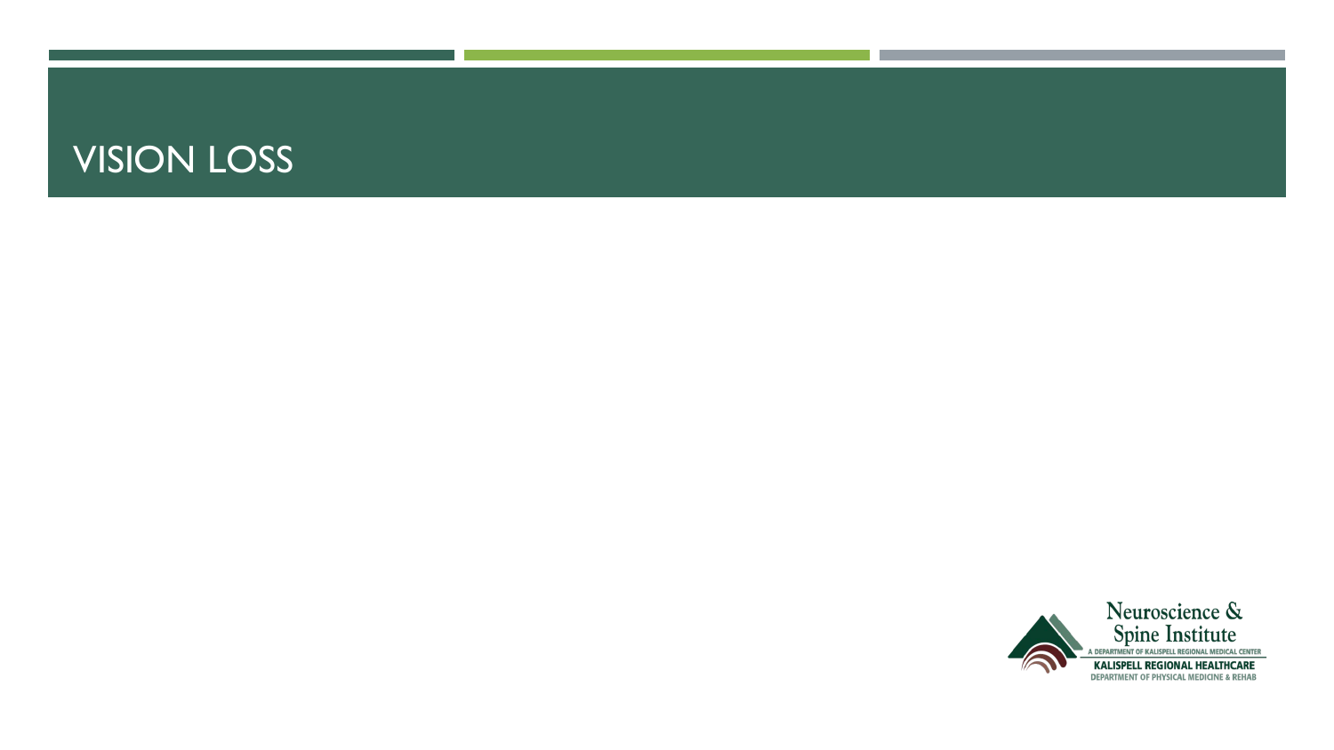# VISION LOSS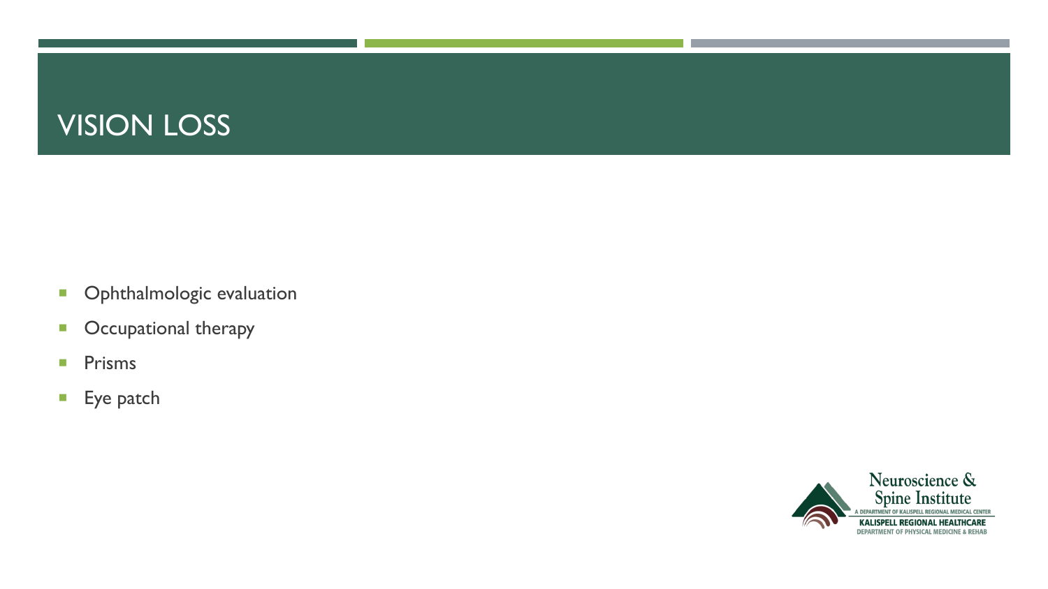# VISION LOSS

- Ophthalmologic evaluation
- Occupational therapy
- Prisms
- Eye patch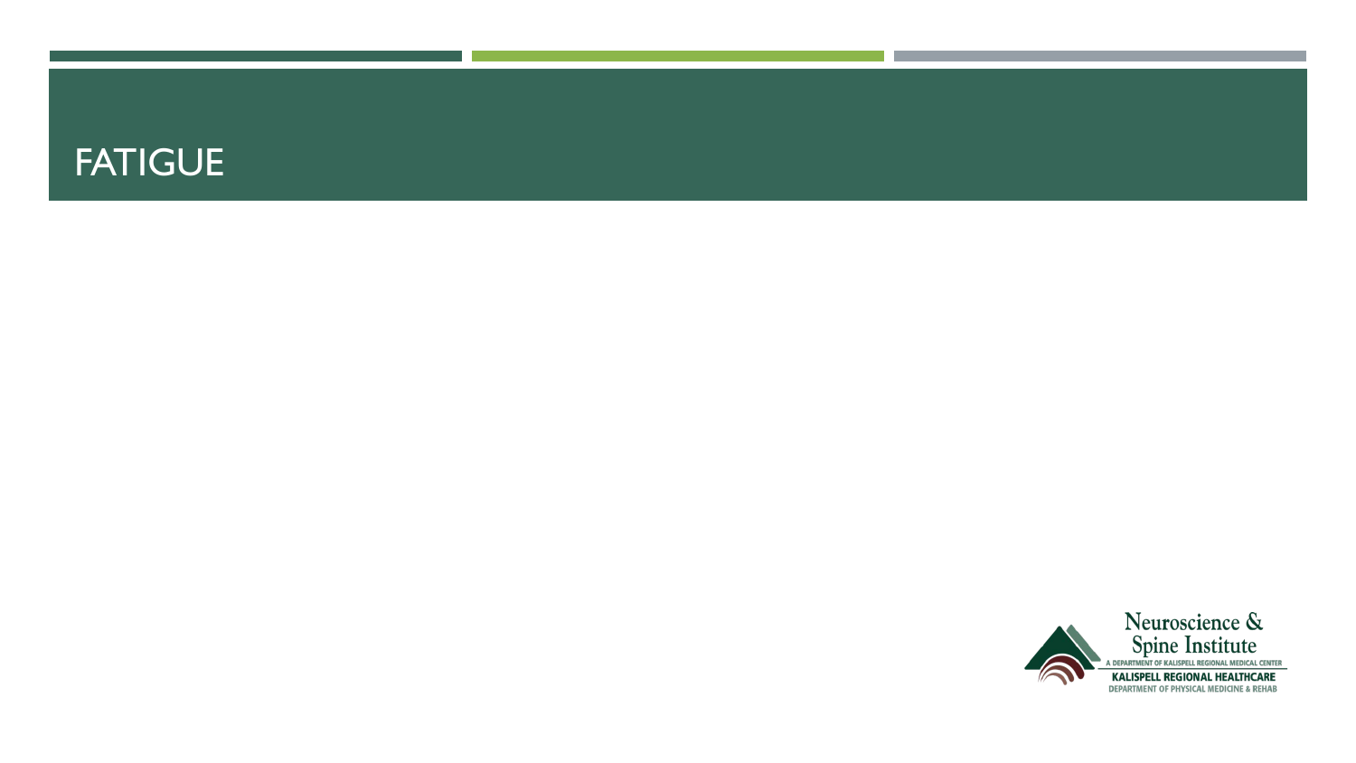# FATIGUE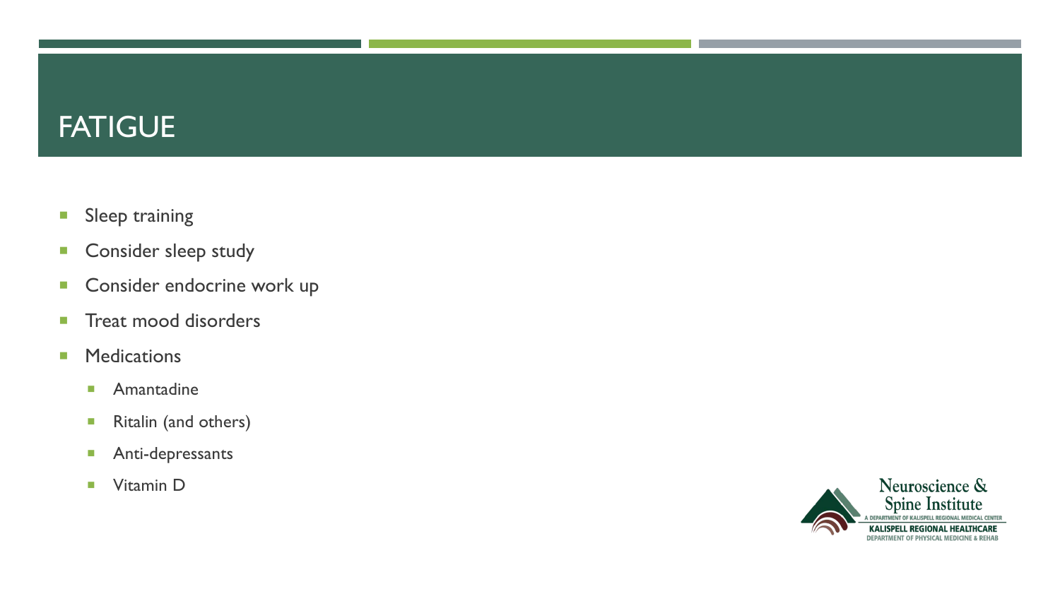# FATIGUE

- Sleep training
- Consider sleep study
- Consider endocrine work up
- Treat mood disorders
- Medications
  - Amantadine
  - Ritalin (and others)
  - Anti-depressants
  - Vitamin D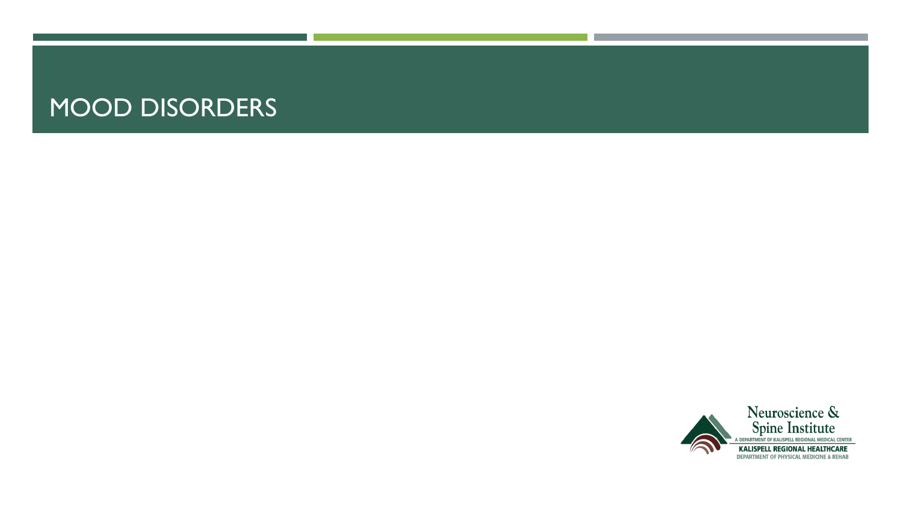# MOOD DISORDERS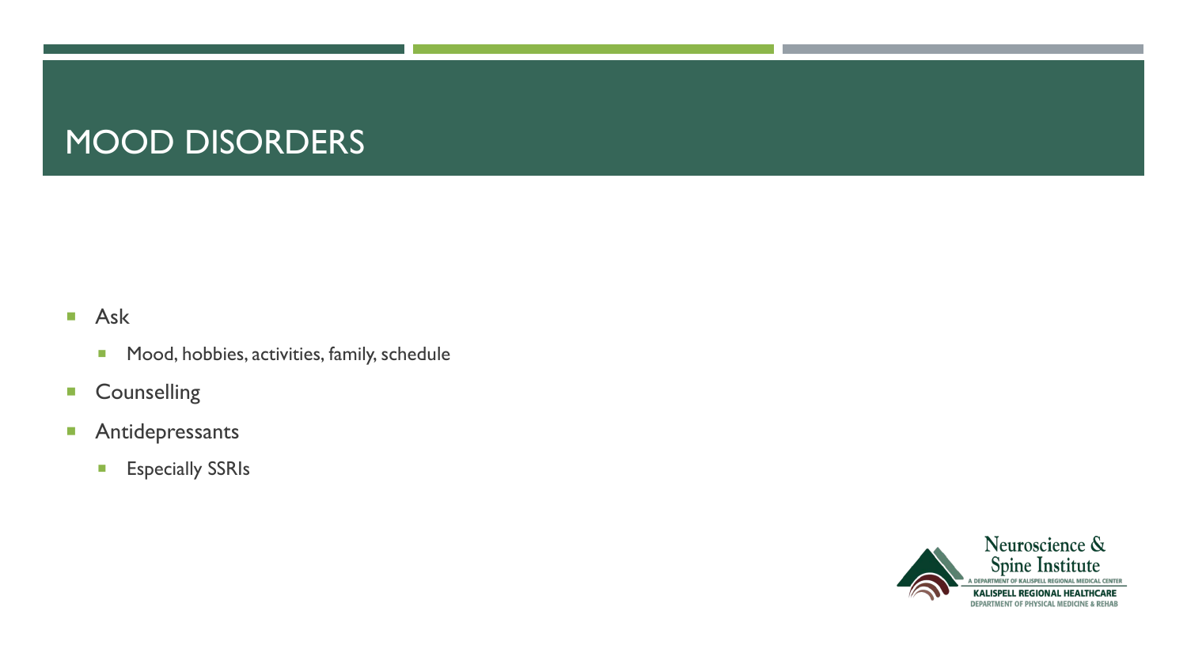# MOOD DISORDERS

- Ask
  - Mood, hobbies, activities, family, schedule
- Counselling
- Antidepressants
  - Especially SSRIs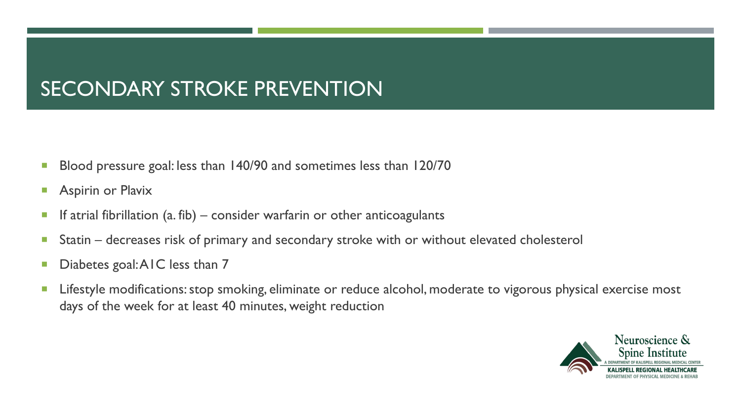# SECONDARY STROKE PREVENTION

- Blood pressure goal: less than 140/90 and sometimes less than 120/70
- Aspirin or Plavix
- If atrial fibrillation (a. fib) – consider warfarin or other anticoagulants
- Statin – decreases risk of primary and secondary stroke with or without elevated cholesterol
- Diabetes goal: A1C less than 7
- Lifestyle modifications: stop smoking, eliminate or reduce alcohol, moderate to vigorous physical exercise most days of the week for at least 40 minutes, weight reduction

Neuroscience & Spine Institute
A DEPARTMENT OF KALISPELL REGIONAL MEDICAL CENTER
KALISPELL REGIONAL HEALTHCARE
DEPARTMENT OF PHYSICAL MEDICINE & REHAB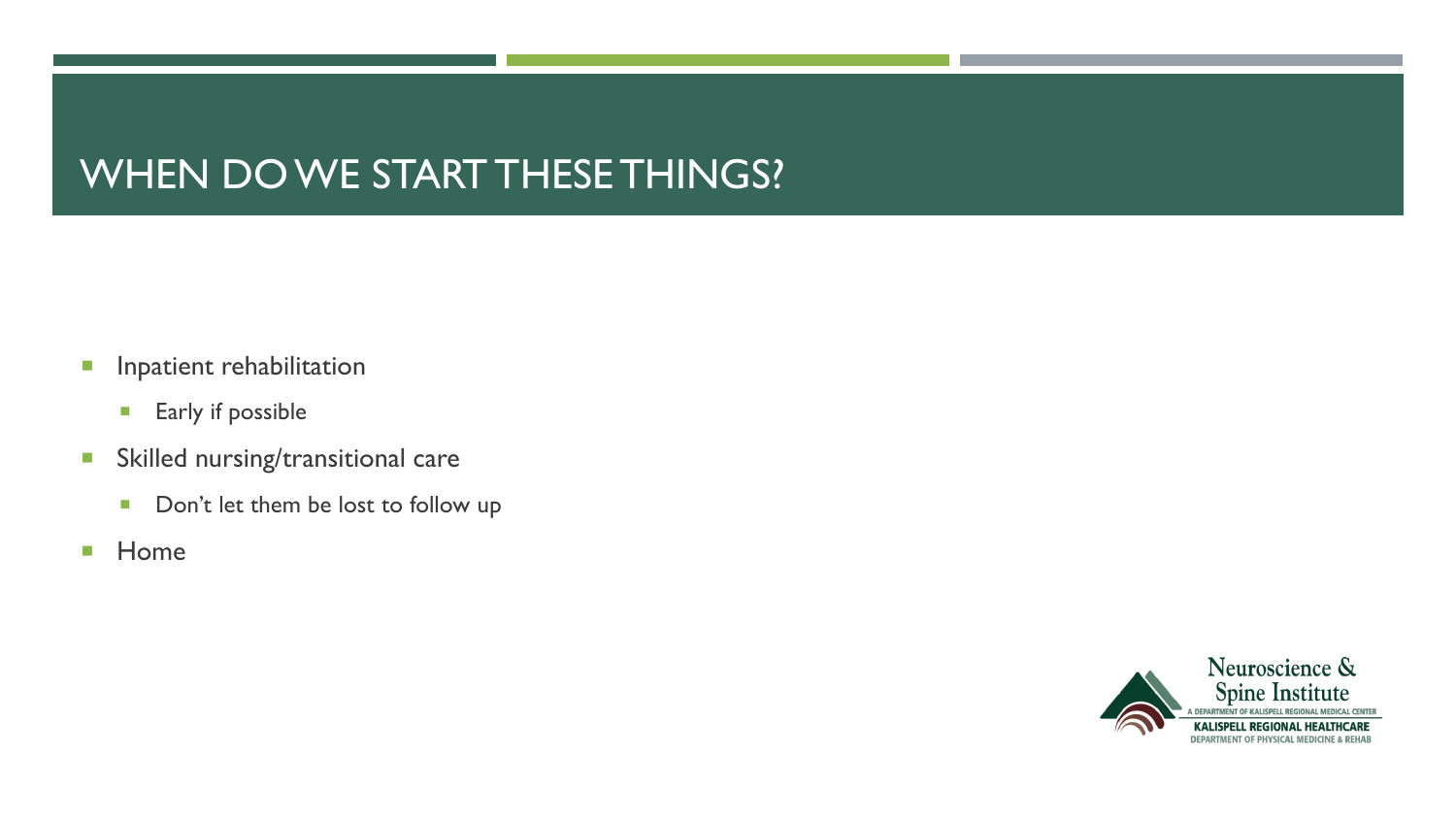# WHEN DO WE START THESE THINGS?

- Inpatient rehabilitation
  - Early if possible
- Skilled nursing/transitional care
  - Don't let them be lost to follow up
- Home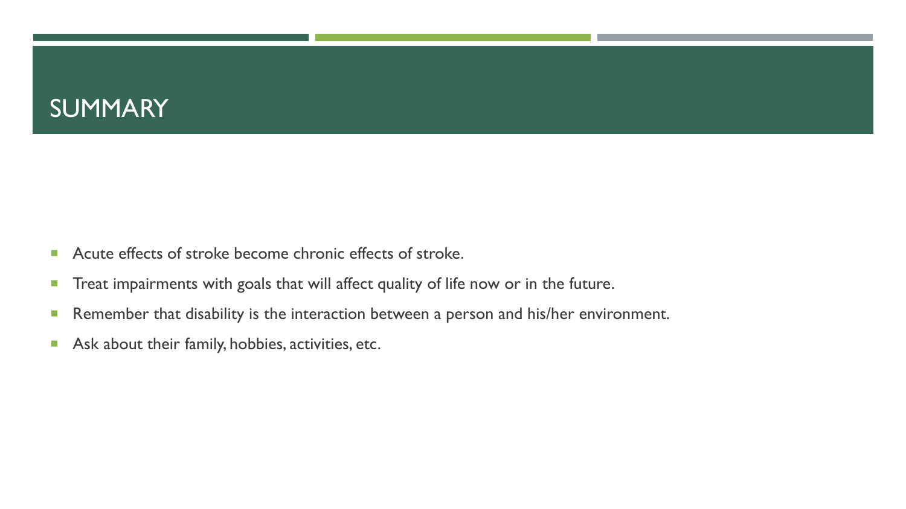# SUMMARY

- Acute effects of stroke become chronic effects of stroke.
- Treat impairments with goals that will affect quality of life now or in the future.
- Remember that disability is the interaction between a person and his/her environment.
- Ask about their family, hobbies, activities, etc.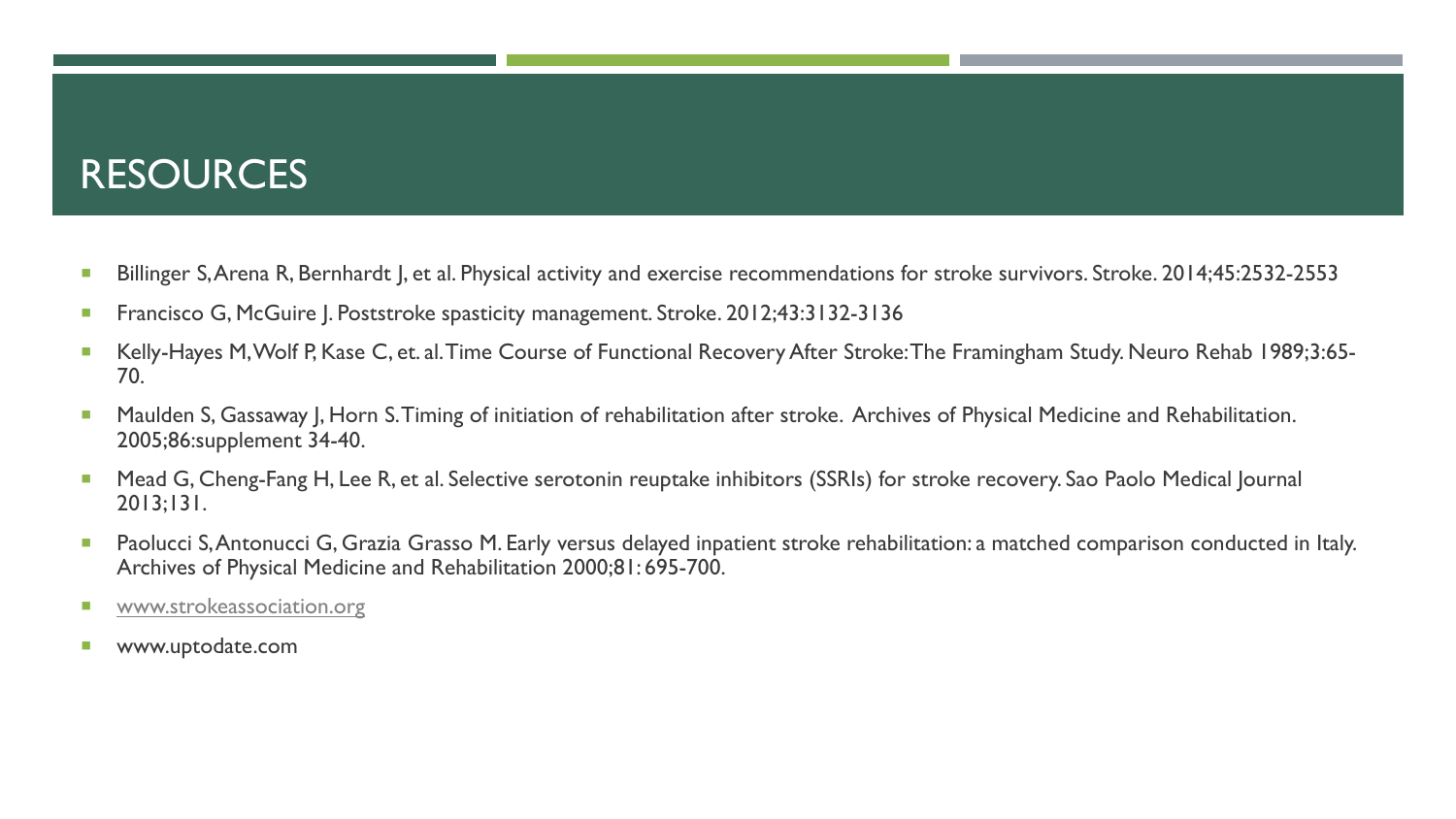# RESOURCES

- Billinger S, Arena R, Bernhardt J, et al. Physical activity and exercise recommendations for stroke survivors. Stroke. 2014;45:2532-2553
- Francisco G, McGuire J. Poststroke spasticity management. Stroke. 2012;43:3132-3136
- Kelly-Hayes M, Wolf P, Kase C, et. al. Time Course of Functional Recovery After Stroke: The Framingham Study. Neuro Rehab 1989;3:65-70.
- Maulden S, Gassaway J, Horn S. Timing of initiation of rehabilitation after stroke. Archives of Physical Medicine and Rehabilitation. 2005;86:supplement 34-40.
- Mead G, Cheng-Fang H, Lee R, et al. Selective serotonin reuptake inhibitors (SSRIs) for stroke recovery. Sao Paolo Medical Journal 2013;131.
- Paolucci S, Antonucci G, Grazia Grasso M. Early versus delayed inpatient stroke rehabilitation: a matched comparison conducted in Italy. Archives of Physical Medicine and Rehabilitation 2000;81: 695-700.
- www.strokeassociation.org
- www.uptodate.com